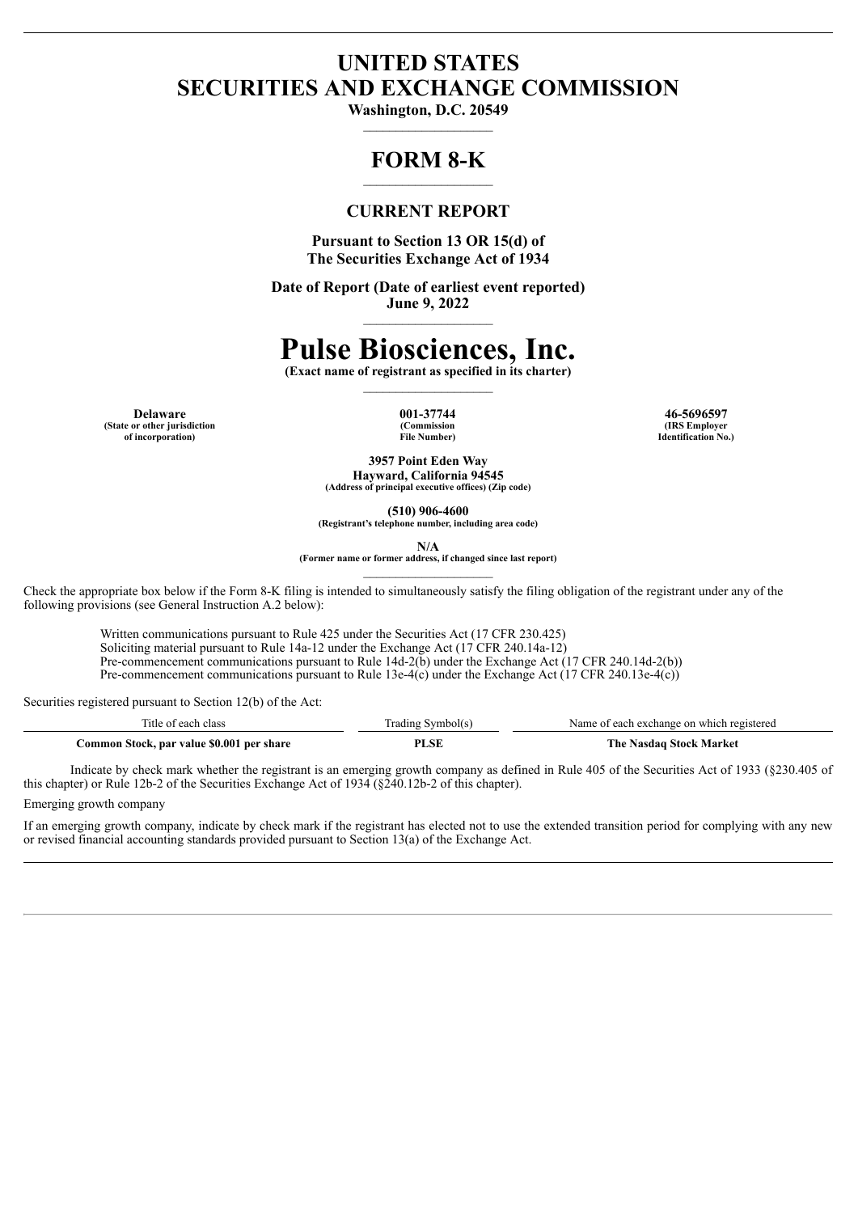# UNITED STATES
# SECURITIES AND EXCHANGE COMMISSION

**Washington, D.C. 20549**

# FORM 8-K

## CURRENT REPORT

**Pursuant to Section 13 OR 15(d) of**
**The Securities Exchange Act of 1934**

**Date of Report (Date of earliest event reported)**
**June 9, 2022**

# Pulse Biosciences, Inc.

**(Exact name of registrant as specified in its charter)**

| **Delaware** | **001-37744** | **46-5696597** |
|---|---|---|
| **(State or other jurisdiction of incorporation)** | **(Commission File Number)** | **(IRS Employer Identification No.)** |

**3957 Point Eden Way**
**Hayward, California 94545**
**(Address of principal executive offices) (Zip code)**

**(510) 906-4600**
**(Registrant's telephone number, including area code)**

**N/A**
**(Former name or former address, if changed since last report)**

Check the appropriate box below if the Form 8-K filing is intended to simultaneously satisfy the filing obligation of the registrant under any of the following provisions (see General Instruction A.2 below):

Written communications pursuant to Rule 425 under the Securities Act (17 CFR 230.425)
Soliciting material pursuant to Rule 14a-12 under the Exchange Act (17 CFR 240.14a-12)
Pre-commencement communications pursuant to Rule 14d-2(b) under the Exchange Act (17 CFR 240.14d-2(b))
Pre-commencement communications pursuant to Rule 13e-4(c) under the Exchange Act (17 CFR 240.13e-4(c))

Securities registered pursuant to Section 12(b) of the Act:

| Title of each class | Trading Symbol(s) | Name of each exchange on which registered |
|---|---|---|
| **Common Stock, par value $0.001 per share** | **PLSE** | **The Nasdaq Stock Market** |

Indicate by check mark whether the registrant is an emerging growth company as defined in Rule 405 of the Securities Act of 1933 (§230.405 of this chapter) or Rule 12b-2 of the Securities Exchange Act of 1934 (§240.12b-2 of this chapter).

Emerging growth company

If an emerging growth company, indicate by check mark if the registrant has elected not to use the extended transition period for complying with any new or revised financial accounting standards provided pursuant to Section 13(a) of the Exchange Act.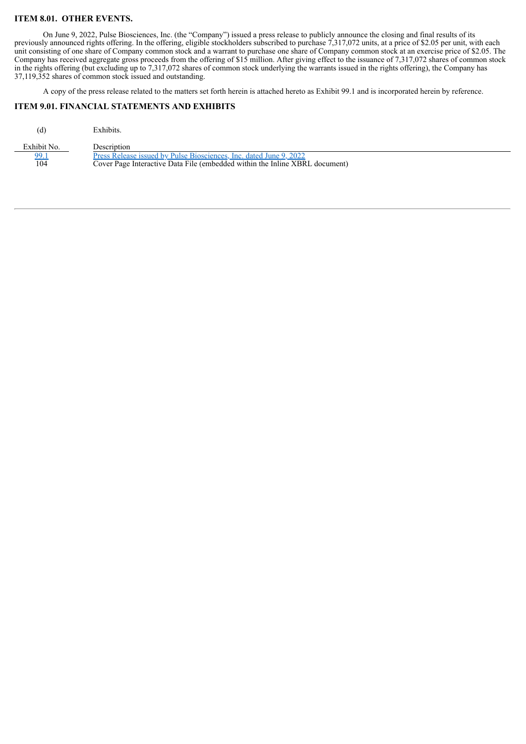## ITEM 8.01. OTHER EVENTS.

On June 9, 2022, Pulse Biosciences, Inc. (the "Company") issued a press release to publicly announce the closing and final results of its previously announced rights offering. In the offering, eligible stockholders subscribed to purchase 7,317,072 units, at a price of $2.05 per unit, with each unit consisting of one share of Company common stock and a warrant to purchase one share of Company common stock at an exercise price of $2.05. The Company has received aggregate gross proceeds from the offering of $15 million. After giving effect to the issuance of 7,317,072 shares of common stock in the rights offering (but excluding up to 7,317,072 shares of common stock underlying the warrants issued in the rights offering), the Company has 37,119,352 shares of common stock issued and outstanding.

A copy of the press release related to the matters set forth herein is attached hereto as Exhibit 99.1 and is incorporated herein by reference.

## ITEM 9.01. FINANCIAL STATEMENTS AND EXHIBITS

(d) Exhibits.

| Exhibit No. | Description |
| --- | --- |
| 99.1 | Press Release issued by Pulse Biosciences, Inc. dated June 9, 2022 |
| 104 | Cover Page Interactive Data File (embedded within the Inline XBRL document) |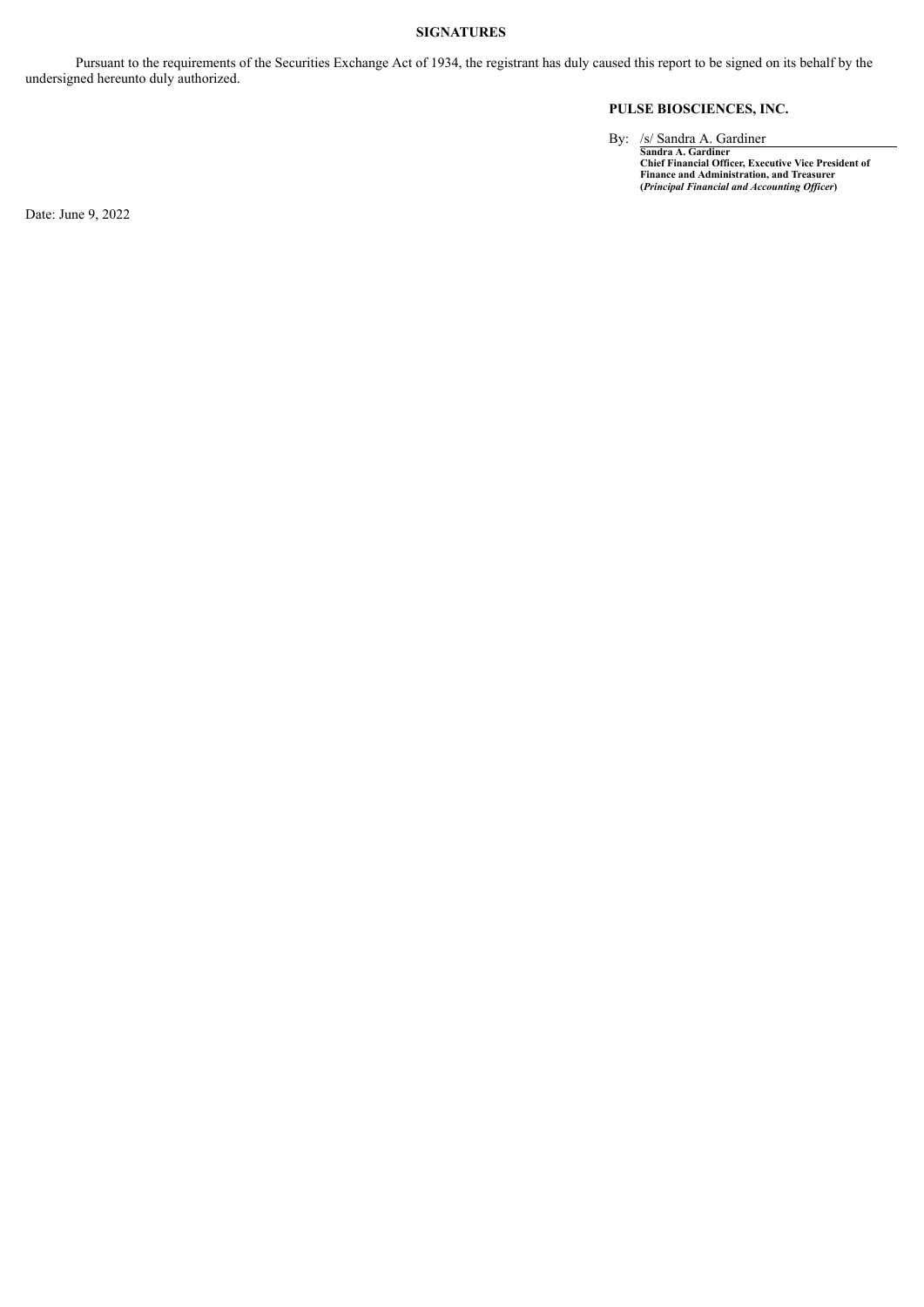**SIGNATURES**

Pursuant to the requirements of the Securities Exchange Act of 1934, the registrant has duly caused this report to be signed on its behalf by the undersigned hereunto duly authorized.

**PULSE BIOSCIENCES, INC.**

By: /s/ Sandra A. Gardiner

**Sandra A. Gardiner**
**Chief Financial Officer, Executive Vice President of Finance and Administration, and Treasurer**
**(*Principal Financial and Accounting Officer*)**

Date: June 9, 2022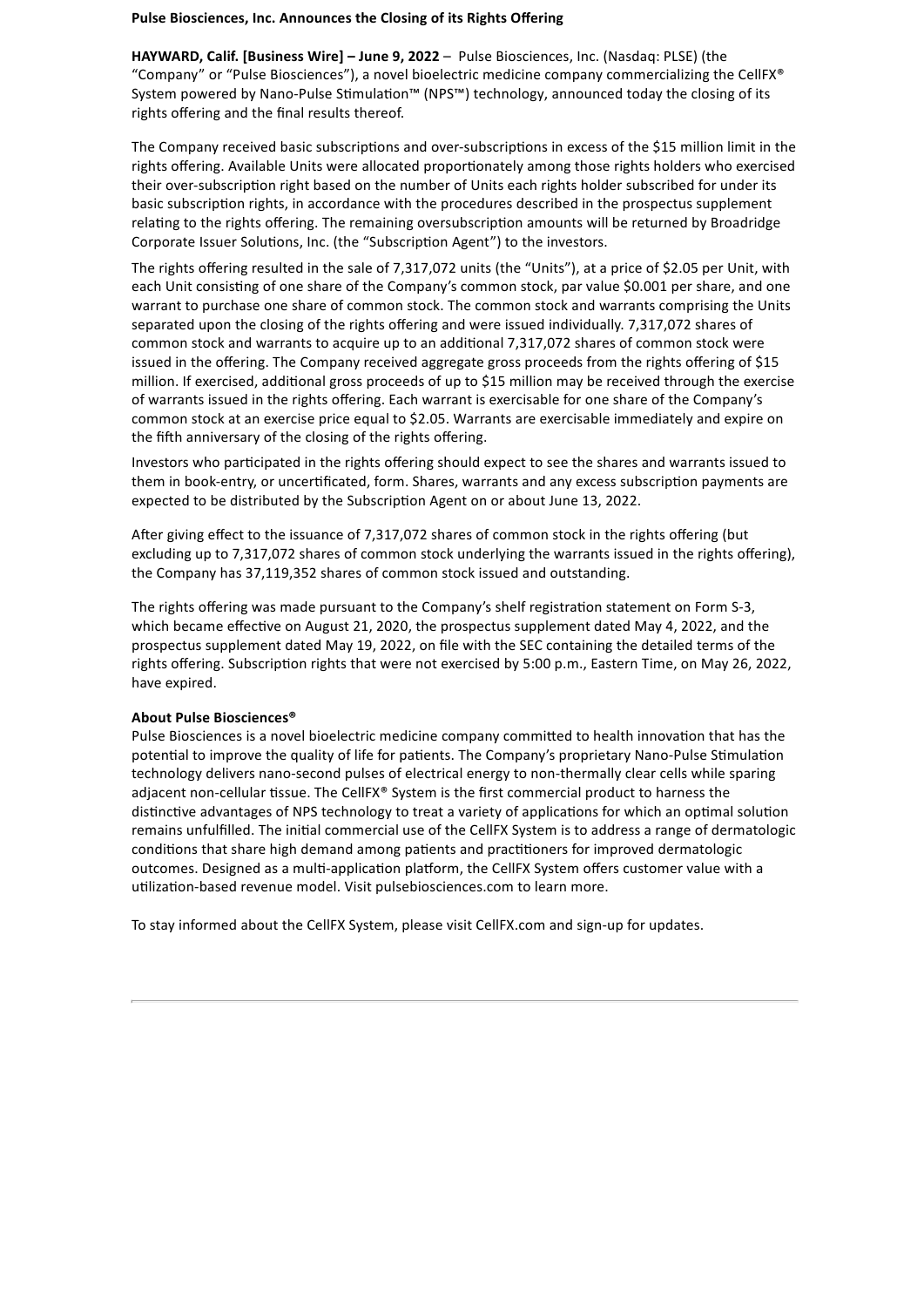**Pulse Biosciences, Inc. Announces the Closing of its Rights Offering**

**HAYWARD, Calif. [Business Wire] – June 9, 2022** – Pulse Biosciences, Inc. (Nasdaq: PLSE) (the "Company" or "Pulse Biosciences"), a novel bioelectric medicine company commercializing the CellFX® System powered by Nano-Pulse Stimulation™ (NPS™) technology, announced today the closing of its rights offering and the final results thereof.

The Company received basic subscriptions and over-subscriptions in excess of the $15 million limit in the rights offering. Available Units were allocated proportionately among those rights holders who exercised their over-subscription right based on the number of Units each rights holder subscribed for under its basic subscription rights, in accordance with the procedures described in the prospectus supplement relating to the rights offering. The remaining oversubscription amounts will be returned by Broadridge Corporate Issuer Solutions, Inc. (the "Subscription Agent") to the investors.

The rights offering resulted in the sale of 7,317,072 units (the "Units"), at a price of $2.05 per Unit, with each Unit consisting of one share of the Company's common stock, par value $0.001 per share, and one warrant to purchase one share of common stock. The common stock and warrants comprising the Units separated upon the closing of the rights offering and were issued individually. 7,317,072 shares of common stock and warrants to acquire up to an additional 7,317,072 shares of common stock were issued in the offering. The Company received aggregate gross proceeds from the rights offering of $15 million. If exercised, additional gross proceeds of up to $15 million may be received through the exercise of warrants issued in the rights offering. Each warrant is exercisable for one share of the Company's common stock at an exercise price equal to $2.05. Warrants are exercisable immediately and expire on the fifth anniversary of the closing of the rights offering.

Investors who participated in the rights offering should expect to see the shares and warrants issued to them in book-entry, or uncertificated, form. Shares, warrants and any excess subscription payments are expected to be distributed by the Subscription Agent on or about June 13, 2022.

After giving effect to the issuance of 7,317,072 shares of common stock in the rights offering (but excluding up to 7,317,072 shares of common stock underlying the warrants issued in the rights offering), the Company has 37,119,352 shares of common stock issued and outstanding.

The rights offering was made pursuant to the Company's shelf registration statement on Form S-3, which became effective on August 21, 2020, the prospectus supplement dated May 4, 2022, and the prospectus supplement dated May 19, 2022, on file with the SEC containing the detailed terms of the rights offering. Subscription rights that were not exercised by 5:00 p.m., Eastern Time, on May 26, 2022, have expired.

**About Pulse Biosciences®**

Pulse Biosciences is a novel bioelectric medicine company committed to health innovation that has the potential to improve the quality of life for patients. The Company's proprietary Nano-Pulse Stimulation technology delivers nano-second pulses of electrical energy to non-thermally clear cells while sparing adjacent non-cellular tissue. The CellFX® System is the first commercial product to harness the distinctive advantages of NPS technology to treat a variety of applications for which an optimal solution remains unfulfilled. The initial commercial use of the CellFX System is to address a range of dermatologic conditions that share high demand among patients and practitioners for improved dermatologic outcomes. Designed as a multi-application platform, the CellFX System offers customer value with a utilization-based revenue model. Visit pulsebiosciences.com to learn more.

To stay informed about the CellFX System, please visit CellFX.com and sign-up for updates.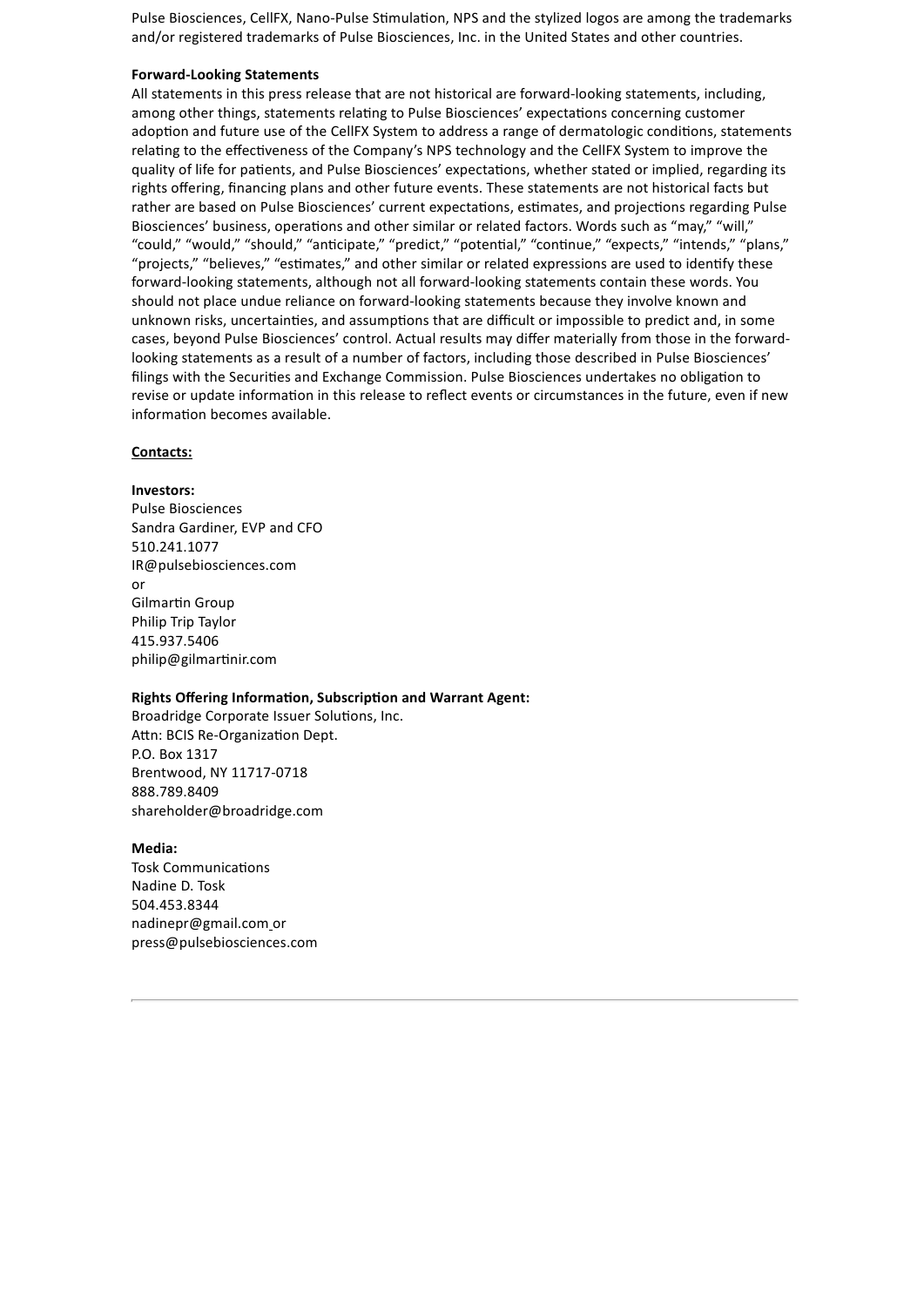Pulse Biosciences, CellFX, Nano-Pulse Stimulation, NPS and the stylized logos are among the trademarks and/or registered trademarks of Pulse Biosciences, Inc. in the United States and other countries.

**Forward-Looking Statements**

All statements in this press release that are not historical are forward-looking statements, including, among other things, statements relating to Pulse Biosciences' expectations concerning customer adoption and future use of the CellFX System to address a range of dermatologic conditions, statements relating to the effectiveness of the Company's NPS technology and the CellFX System to improve the quality of life for patients, and Pulse Biosciences' expectations, whether stated or implied, regarding its rights offering, financing plans and other future events. These statements are not historical facts but rather are based on Pulse Biosciences' current expectations, estimates, and projections regarding Pulse Biosciences' business, operations and other similar or related factors. Words such as "may," "will," "could," "would," "should," "anticipate," "predict," "potential," "continue," "expects," "intends," "plans," "projects," "believes," "estimates," and other similar or related expressions are used to identify these forward-looking statements, although not all forward-looking statements contain these words. You should not place undue reliance on forward-looking statements because they involve known and unknown risks, uncertainties, and assumptions that are difficult or impossible to predict and, in some cases, beyond Pulse Biosciences' control. Actual results may differ materially from those in the forward-looking statements as a result of a number of factors, including those described in Pulse Biosciences' filings with the Securities and Exchange Commission. Pulse Biosciences undertakes no obligation to revise or update information in this release to reflect events or circumstances in the future, even if new information becomes available.

**Contacts:**

**Investors:**
Pulse Biosciences
Sandra Gardiner, EVP and CFO
510.241.1077
IR@pulsebiosciences.com
or
Gilmartin Group
Philip Trip Taylor
415.937.5406
philip@gilmartinir.com

**Rights Offering Information, Subscription and Warrant Agent:**
Broadridge Corporate Issuer Solutions, Inc.
Attn: BCIS Re-Organization Dept.
P.O. Box 1317
Brentwood, NY 11717-0718
888.789.8409
shareholder@broadridge.com

**Media:**
Tosk Communications
Nadine D. Tosk
504.453.8344
nadinepr@gmail.com or
press@pulsebiosciences.com